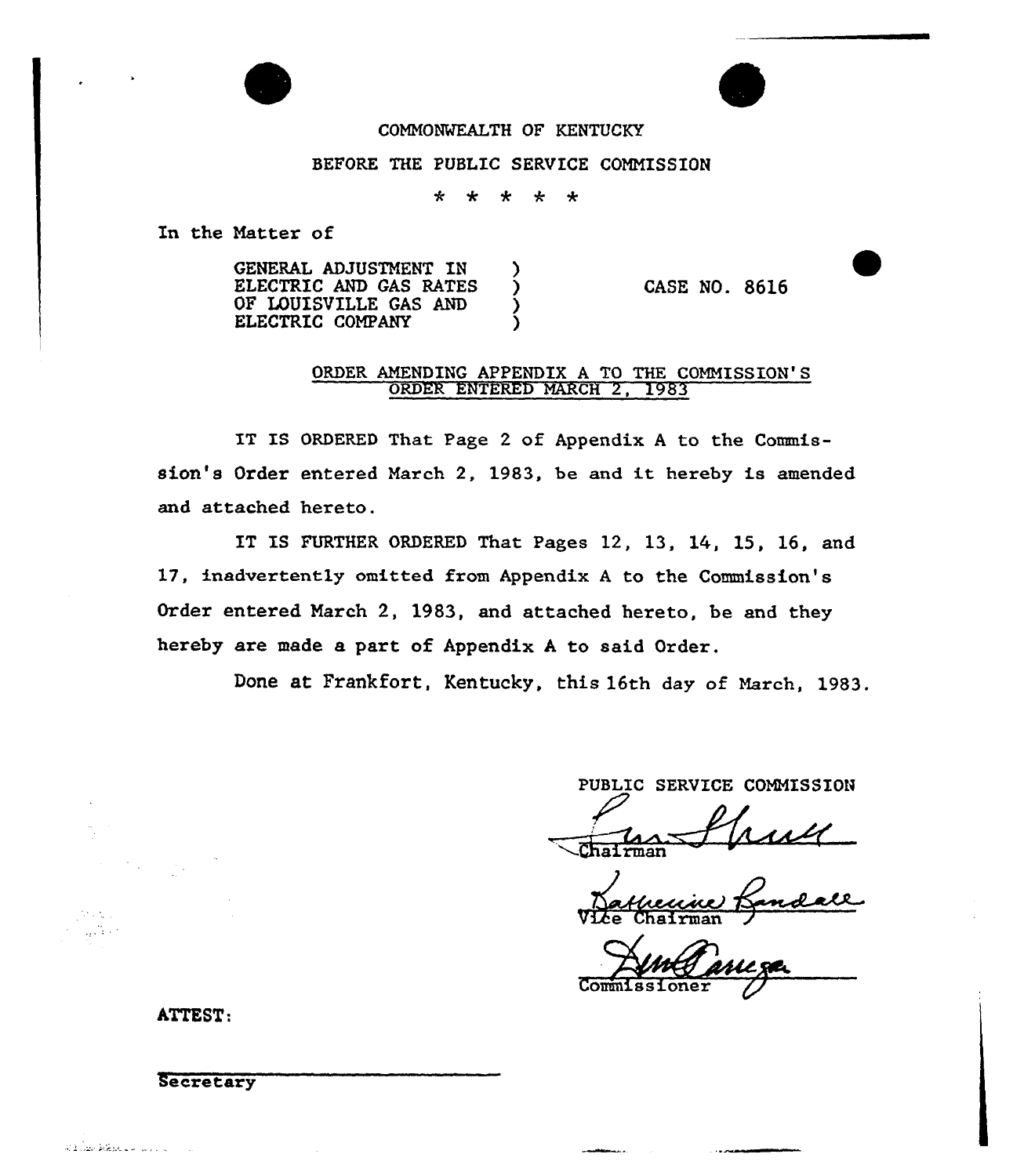COMMONWEALTH OF KENTUCKY

BEFORE THE PUBLIC SERVICE COMMISSION

\* \* \* \* \*

In the Matter of

GENERAL ADJUSTMENT IN ELECTRIC AND GAS RATES OF LOUISVILLE GAS AND ELECTRIC COMPANY ) CASE NO. 8616

## ORDER AMENDING APPENDIX A TO THE COMMISSION'S ORDER ENTERED MARCH 2, 1983

IT IS ORDERED That Page 2 of Appendix A to the Commission's Order entered March 2, 1983, be and it hereby is amended and attached hereto.

IT IS FURTHER ORDERED That Pages 12, 13, 14, 15, 16, and 17, inadvertently omitted from Appendix A to the Commission's Order entered March 2, 1983, and attached hereto, be and they hereby are made a part of Appendix A to said Order.

Done at Frankfort, Kentucky, this 16th day of March, 1983.

PUBLIC SERVICE COMMISSION

Chairman

Vice Chairman

Commissioner

ATTEST:

Secretary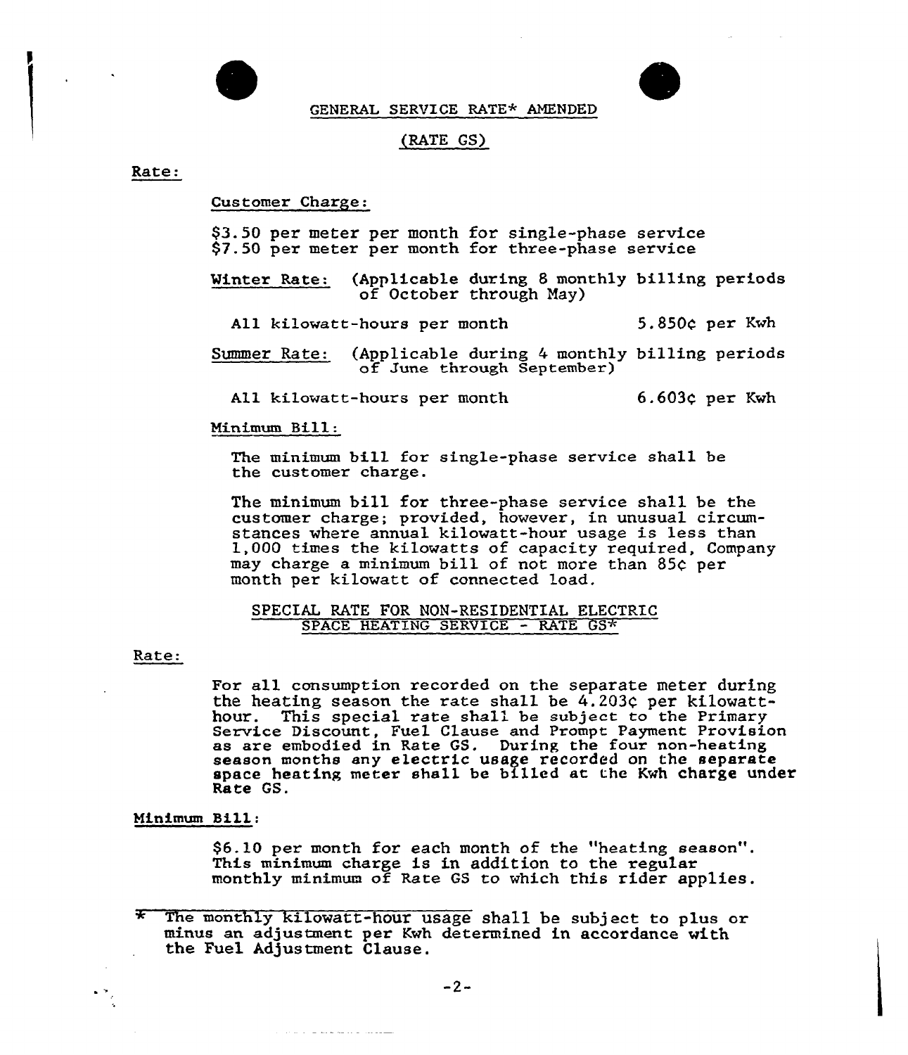## GENERAL SERVICE RATE* AMENDED

## (RATE GS)

**Rate:**

Customer Charge:

$3.50 per meter per month for single-phase service
$7.50 per meter per month for three-phase service

Winter Rate: (Applicable during 8 monthly billing periods of October through May)

All kilowatt-hours per month 5.850¢ per Kwh

Summer Rate: (Applicable during 4 monthly billing periods of June through September)

All kilowatt-hours per month 6.603¢ per Kwh

Minimum Bill:

The minimum bill for single-phase service shall be the customer charge.

The minimum bill for three-phase service shall be the customer charge; provided, however, in unusual circumstances where annual kilowatt-hour usage is less than 1,000 times the kilowatts of capacity required, Company may charge a minimum bill of not more than 85¢ per month per kilowatt of connected load.

## SPECIAL RATE FOR NON-RESIDENTIAL ELECTRIC SPACE HEATING SERVICE - RATE GS*

**Rate:**

For all consumption recorded on the separate meter during the heating season the rate shall be 4.203¢ per kilowatt-hour. This special rate shall be subject to the Primary Service Discount, Fuel Clause and Prompt Payment Provision as are embodied in Rate GS. During the four non-heating season months any electric usage recorded on the separate space heating meter shall be billed at the Kwh charge under Rate GS.

**Minimum Bill:**

$6.10 per month for each month of the "heating season". This minimum charge is in addition to the regular monthly minimum of Rate GS to which this rider applies.

\* The monthly kilowatt-hour usage shall be subject to plus or minus an adjustment per Kwh determined in accordance with the Fuel Adjustment Clause.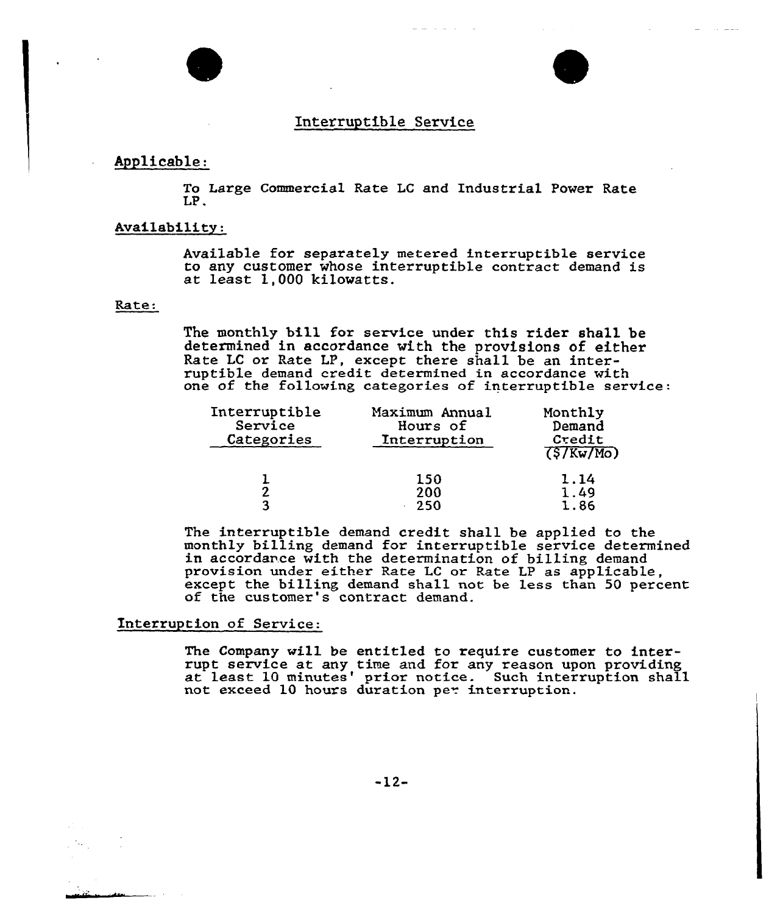## Interruptible Service

**Applicable:**

To Large Commercial Rate LC and Industrial Power Rate LP.

**Availability:**

Available for separately metered interruptible service to any customer whose interruptible contract demand is at least 1,000 kilowatts.

**Rate:**

The monthly bill for service under this rider shall be determined in accordance with the provisions of either Rate LC or Rate LP, except there shall be an interruptible demand credit determined in accordance with one of the following categories of interruptible service:

| Interruptible Service Categories | Maximum Annual Hours of Interruption | Monthly Demand Credit ($/Kw/Mo) |
|---|---|---|
| 1 | 150 | 1.14 |
| 2 | 200 | 1.49 |
| 3 | 250 | 1.86 |

The interruptible demand credit shall be applied to the monthly billing demand for interruptible service determined in accordance with the determination of billing demand provision under either Rate LC or Rate LP as applicable, except the billing demand shall not be less than 50 percent of the customer's contract demand.

**Interruption of Service:**

The Company will be entitled to require customer to interrupt service at any time and for any reason upon providing at least 10 minutes' prior notice. Such interruption shall not exceed 10 hours duration per interruption.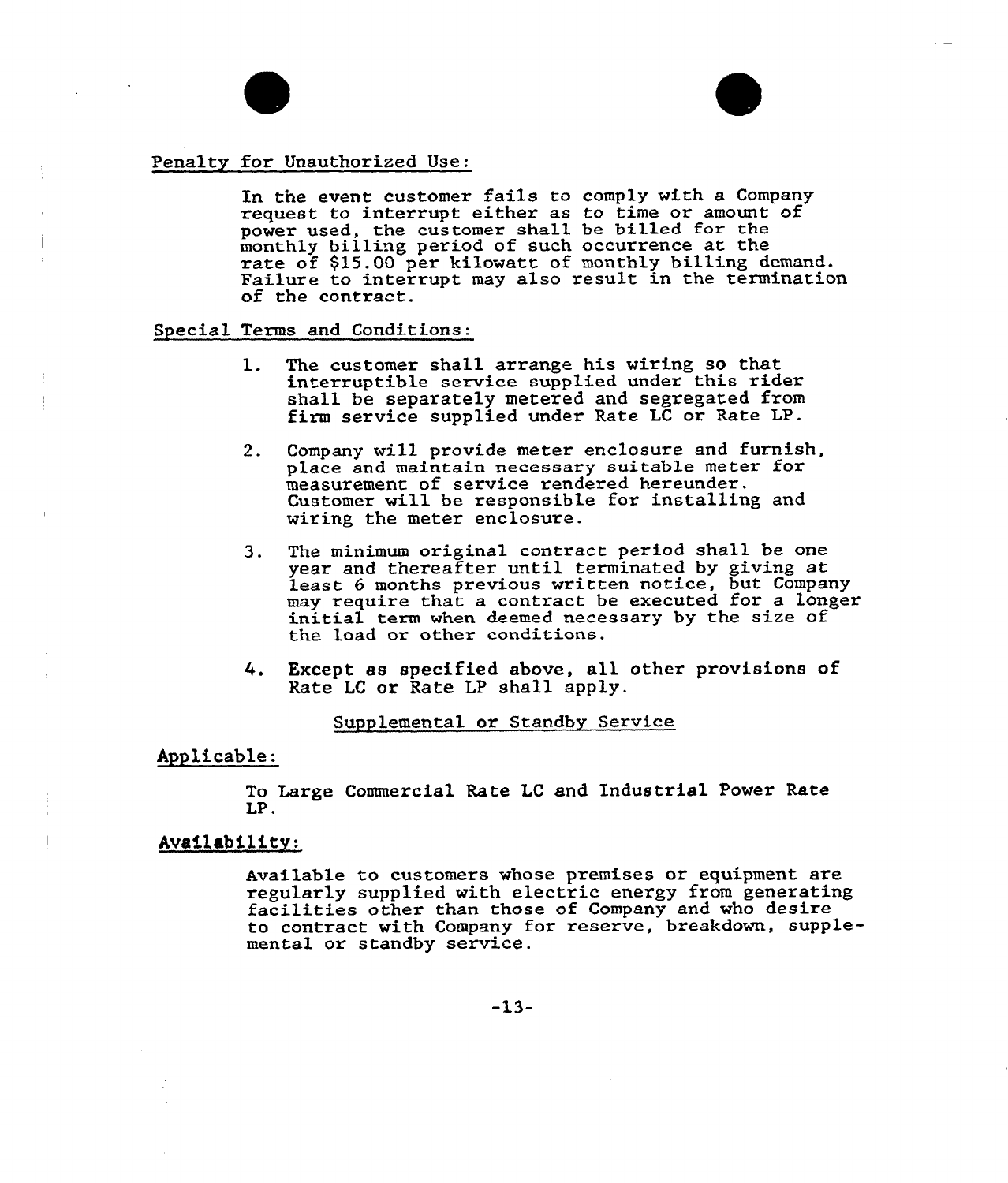Penalty for Unauthorized Use:

In the event customer fails to comply with a Company request to interrupt either as to time or amount of power used, the customer shall be billed for the monthly billing period of such occurrence at the rate of $15.00 per kilowatt of monthly billing demand. Failure to interrupt may also result in the termination of the contract.

Special Terms and Conditions:

1. The customer shall arrange his wiring so that interruptible service supplied under this rider shall be separately metered and segregated from firm service supplied under Rate LC or Rate LP.

2. Company will provide meter enclosure and furnish, place and maintain necessary suitable meter for measurement of service rendered hereunder. Customer will be responsible for installing and wiring the meter enclosure.

3. The minimum original contract period shall be one year and thereafter until terminated by giving at least 6 months previous written notice, but Company may require that a contract be executed for a longer initial term when deemed necessary by the size of the load or other conditions.

4. Except as specified above, all other provisions of Rate LC or Rate LP shall apply.

Supplemental or Standby Service

Applicable:

To Large Commercial Rate LC and Industrial Power Rate LP.

Availability:

Available to customers whose premises or equipment are regularly supplied with electric energy from generating facilities other than those of Company and who desire to contract with Company for reserve, breakdown, supplemental or standby service.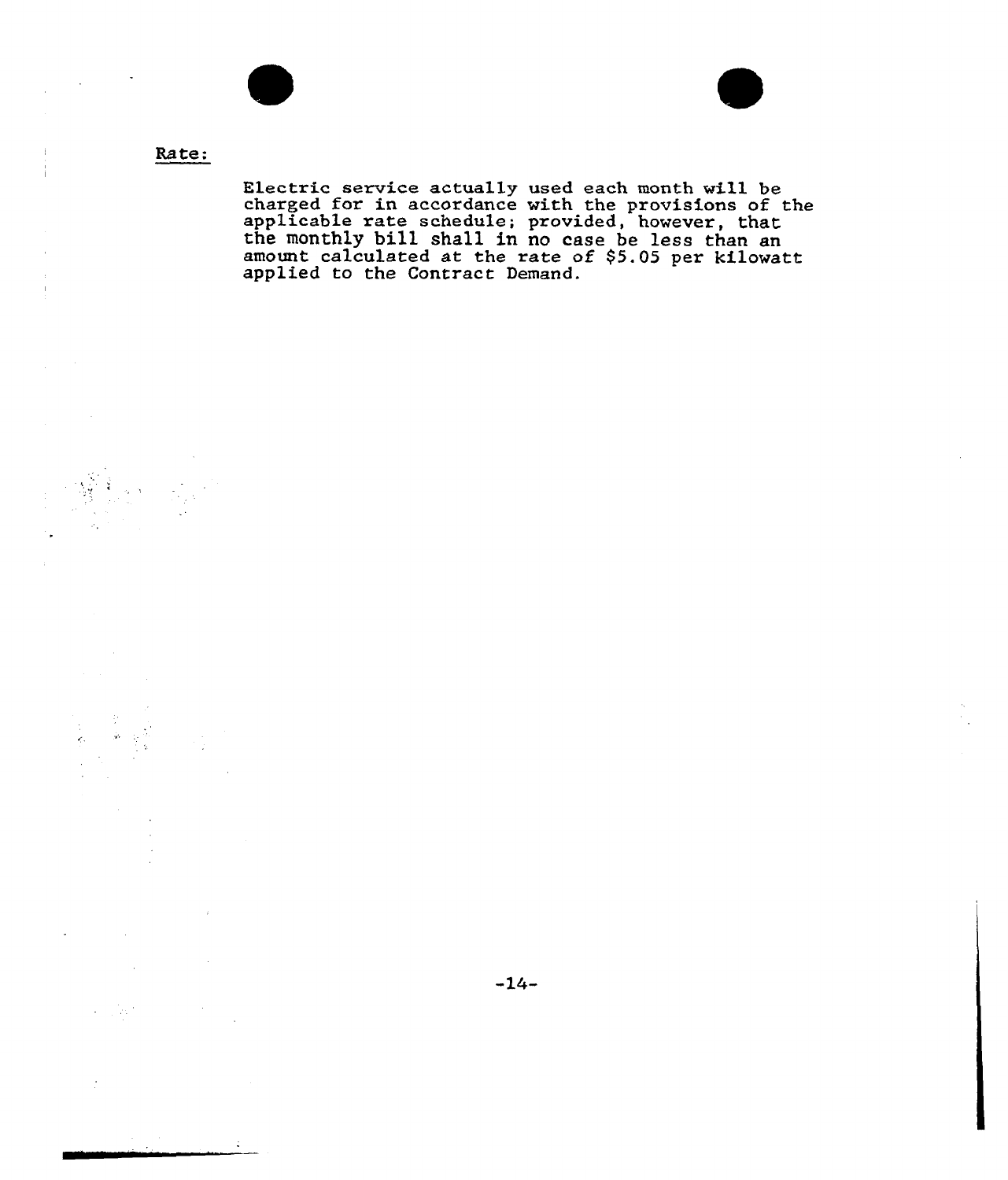Rate:

Electric service actually used each month will be charged for in accordance with the provisions of the applicable rate schedule; provided, however, that the monthly bill shall in no case be less than an amount calculated at the rate of $5.05 per kilowatt applied to the Contract Demand.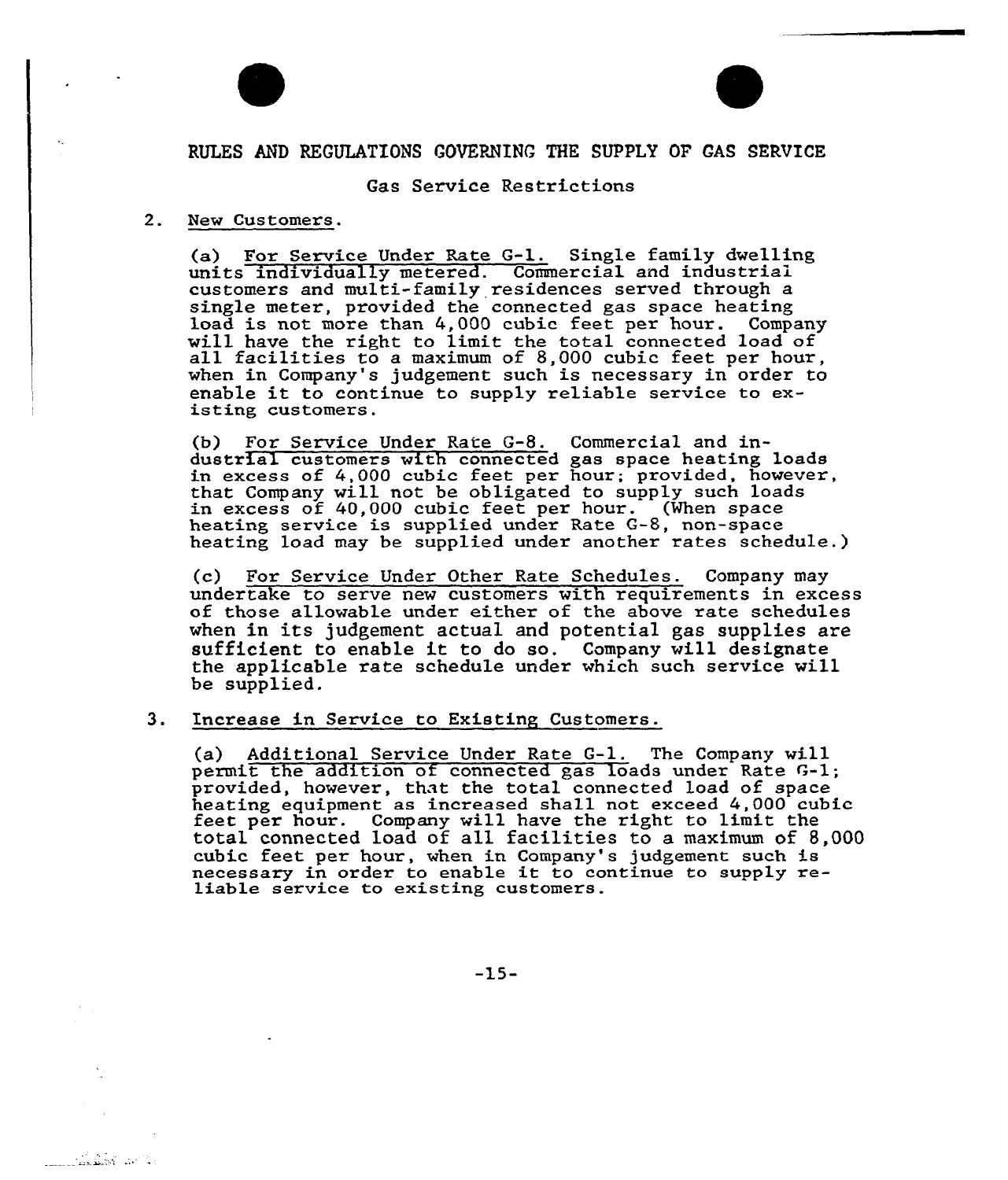## RULES AND REGULATIONS GOVERNING THE SUPPLY OF GAS SERVICE

### Gas Service Restrictions

2. New Customers.

   (a) For Service Under Rate G-1. Single family dwelling units individually metered. Commercial and industrial customers and multi-family residences served through a single meter, provided the connected gas space heating load is not more than 4,000 cubic feet per hour. Company will have the right to limit the total connected load of all facilities to a maximum of 8,000 cubic feet per hour, when in Company's judgement such is necessary in order to enable it to continue to supply reliable service to existing customers.

   (b) For Service Under Rate G-8. Commercial and industrial customers with connected gas space heating loads in excess of 4,000 cubic feet per hour; provided, however, that Company will not be obligated to supply such loads in excess of 40,000 cubic feet per hour. (When space heating service is supplied under Rate G-8, non-space heating load may be supplied under another rates schedule.)

   (c) For Service Under Other Rate Schedules. Company may undertake to serve new customers with requirements in excess of those allowable under either of the above rate schedules when in its judgement actual and potential gas supplies are sufficient to enable it to do so. Company will designate the applicable rate schedule under which such service will be supplied.

3. Increase in Service to Existing Customers.

   (a) Additional Service Under Rate G-1. The Company will permit the addition of connected gas loads under Rate G-1; provided, however, that the total connected load of space heating equipment as increased shall not exceed 4,000 cubic feet per hour. Company will have the right to limit the total connected load of all facilities to a maximum of 8,000 cubic feet per hour, when in Company's judgement such is necessary in order to enable it to continue to supply reliable service to existing customers.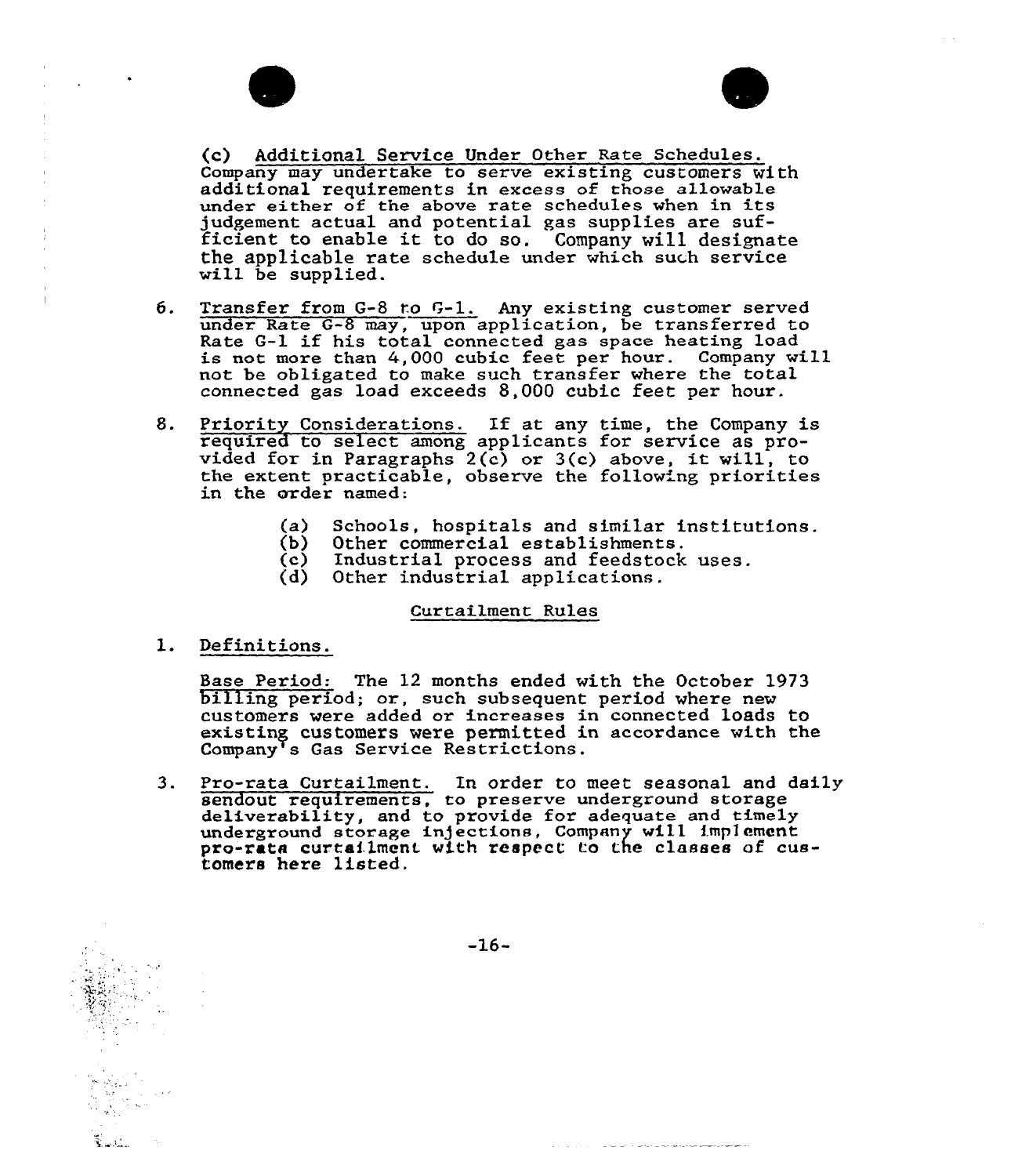(c) Additional Service Under Other Rate Schedules. Company may undertake to serve existing customers with additional requirements in excess of those allowable under either of the above rate schedules when in its judgement actual and potential gas supplies are sufficient to enable it to do so. Company will designate the applicable rate schedule under which such service will be supplied.

6. Transfer from G-8 to G-1. Any existing customer served under Rate G-8 may, upon application, be transferred to Rate G-1 if his total connected gas space heating load is not more than 4,000 cubic feet per hour. Company will not be obligated to make such transfer where the total connected gas load exceeds 8,000 cubic feet per hour.

8. Priority Considerations. If at any time, the Company is required to select among applicants for service as provided for in Paragraphs 2(c) or 3(c) above, it will, to the extent practicable, observe the following priorities in the order named:

   (a) Schools, hospitals and similar institutions.
   (b) Other commercial establishments.
   (c) Industrial process and feedstock uses.
   (d) Other industrial applications.

## Curtailment Rules

1. Definitions.

   Base Period: The 12 months ended with the October 1973 billing period; or, such subsequent period where new customers were added or increases in connected loads to existing customers were permitted in accordance with the Company's Gas Service Restrictions.

3. Pro-rata Curtailment. In order to meet seasonal and daily sendout requirements, to preserve underground storage deliverability, and to provide for adequate and timely underground storage injections, Company will implement pro-rata curtailment with respect to the classes of customers here listed.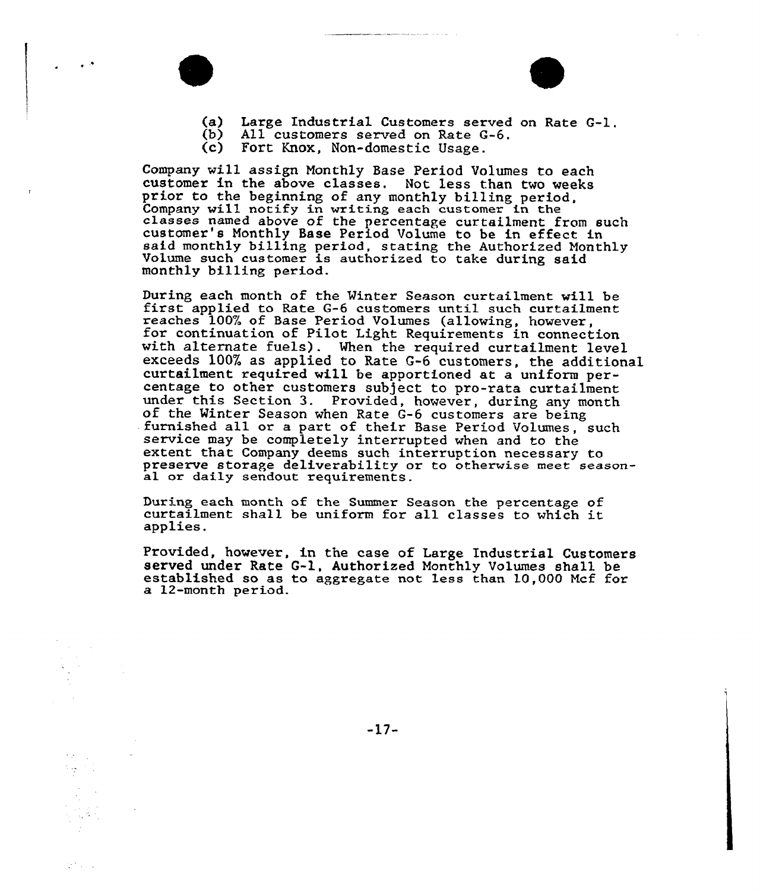(a) Large Industrial Customers served on Rate G-1.
(b) All customers served on Rate G-6.
(c) Fort Knox, Non-domestic Usage.

Company will assign Monthly Base Period Volumes to each customer in the above classes. Not less than two weeks prior to the beginning of any monthly billing period, Company will notify in writing each customer in the classes named above of the percentage curtailment from such customer's Monthly Base Period Volume to be in effect in said monthly billing period, stating the Authorized Monthly Volume such customer is authorized to take during said monthly billing period.

During each month of the Winter Season curtailment will be first applied to Rate G-6 customers until such curtailment reaches 100% of Base Period Volumes (allowing, however, for continuation of Pilot Light Requirements in connection with alternate fuels). When the required curtailment level exceeds 100% as applied to Rate G-6 customers, the additional curtailment required will be apportioned at a uniform percentage to other customers subject to pro-rata curtailment under this Section 3. Provided, however, during any month of the Winter Season when Rate G-6 customers are being furnished all or a part of their Base Period Volumes, such service may be completely interrupted when and to the extent that Company deems such interruption necessary to preserve storage deliverability or to otherwise meet seasonal or daily sendout requirements.

During each month of the Summer Season the percentage of curtailment shall be uniform for all classes to which it applies.

Provided, however, in the case of Large Industrial Customers served under Rate G-1, Authorized Monthly Volumes shall be established so as to aggregate not less than 10,000 Mcf for a 12-month period.